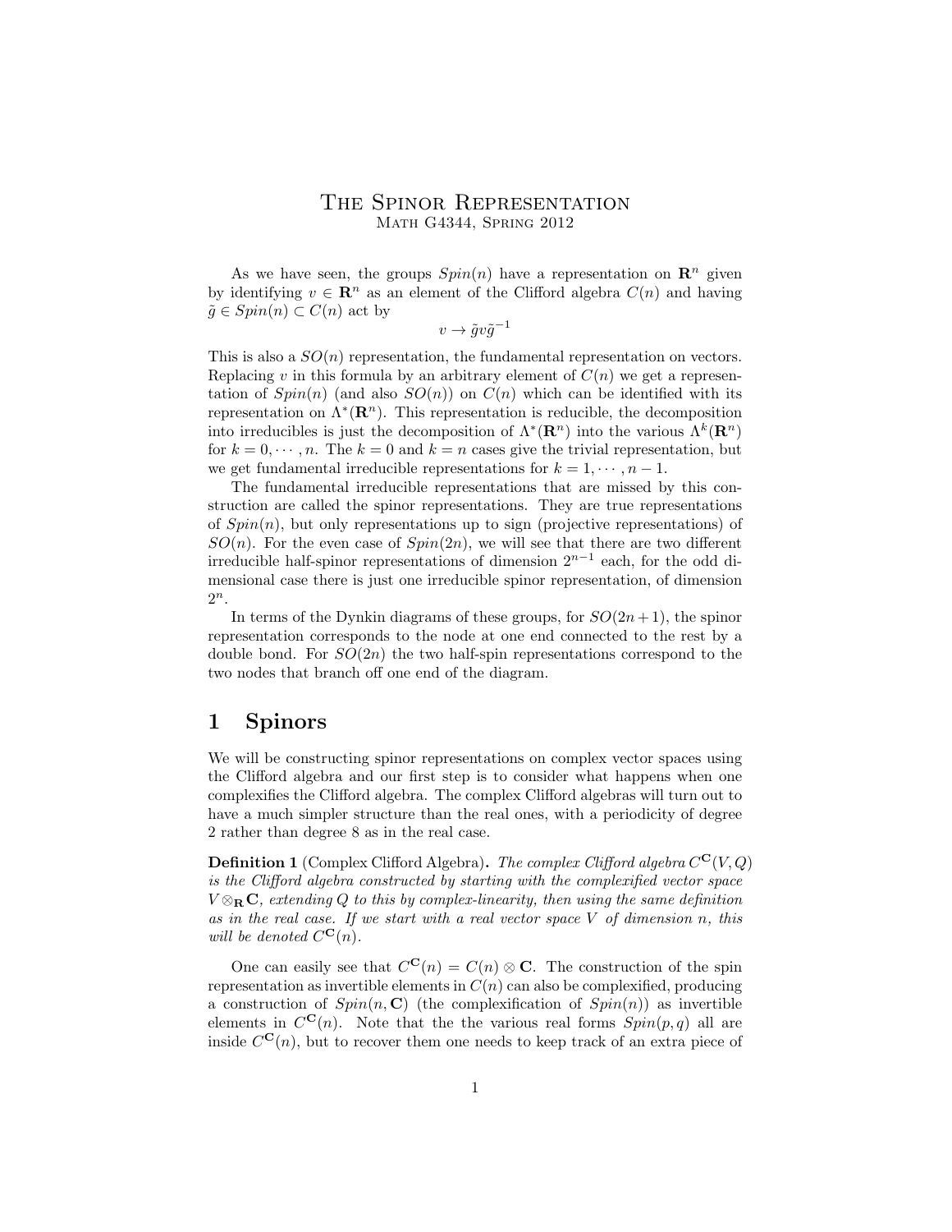# The Spinor Representation

Math G4344, Spring 2012

As we have seen, the groups $Spin(n)$ have a representation on $\mathbf{R}^n$ given by identifying $v \in \mathbf{R}^n$ as an element of the Clifford algebra $C(n)$ and having $\tilde{g} \in Spin(n) \subset C(n)$ act by

$$v \to \tilde{g} v \tilde{g}^{-1}$$

This is also a $SO(n)$ representation, the fundamental representation on vectors. Replacing $v$ in this formula by an arbitrary element of $C(n)$ we get a representation of $Spin(n)$ (and also $SO(n)$) on $C(n)$ which can be identified with its representation on $\Lambda^*(\mathbf{R}^n)$. This representation is reducible, the decomposition into irreducibles is just the decomposition of $\Lambda^*(\mathbf{R}^n)$ into the various $\Lambda^k(\mathbf{R}^n)$ for $k = 0, \cdots, n$. The $k = 0$ and $k = n$ cases give the trivial representation, but we get fundamental irreducible representations for $k = 1, \cdots, n-1$.

The fundamental irreducible representations that are missed by this construction are called the spinor representations. They are true representations of $Spin(n)$, but only representations up to sign (projective representations) of $SO(n)$. For the even case of $Spin(2n)$, we will see that there are two different irreducible half-spinor representations of dimension $2^{n-1}$ each, for the odd dimensional case there is just one irreducible spinor representation, of dimension $2^n$.

In terms of the Dynkin diagrams of these groups, for $SO(2n+1)$, the spinor representation corresponds to the node at one end connected to the rest by a double bond. For $SO(2n)$ the two half-spin representations correspond to the two nodes that branch off one end of the diagram.

## 1 Spinors

We will be constructing spinor representations on complex vector spaces using the Clifford algebra and our first step is to consider what happens when one complexifies the Clifford algebra. The complex Clifford algebras will turn out to have a much simpler structure than the real ones, with a periodicity of degree 2 rather than degree 8 as in the real case.

**Definition 1** (Complex Clifford Algebra)**.** *The complex Clifford algebra $C^{\mathbf{C}}(V, Q)$ is the Clifford algebra constructed by starting with the complexified vector space $V \otimes_{\mathbf{R}} \mathbf{C}$, extending $Q$ to this by complex-linearity, then using the same definition as in the real case. If we start with a real vector space $V$ of dimension $n$, this will be denoted $C^{\mathbf{C}}(n)$.*

One can easily see that $C^{\mathbf{C}}(n) = C(n) \otimes \mathbf{C}$. The construction of the spin representation as invertible elements in $C(n)$ can also be complexified, producing a construction of $Spin(n, \mathbf{C})$ (the complexification of $Spin(n)$) as invertible elements in $C^{\mathbf{C}}(n)$. Note that the the various real forms $Spin(p, q)$ all are inside $C^{\mathbf{C}}(n)$, but to recover them one needs to keep track of an extra piece of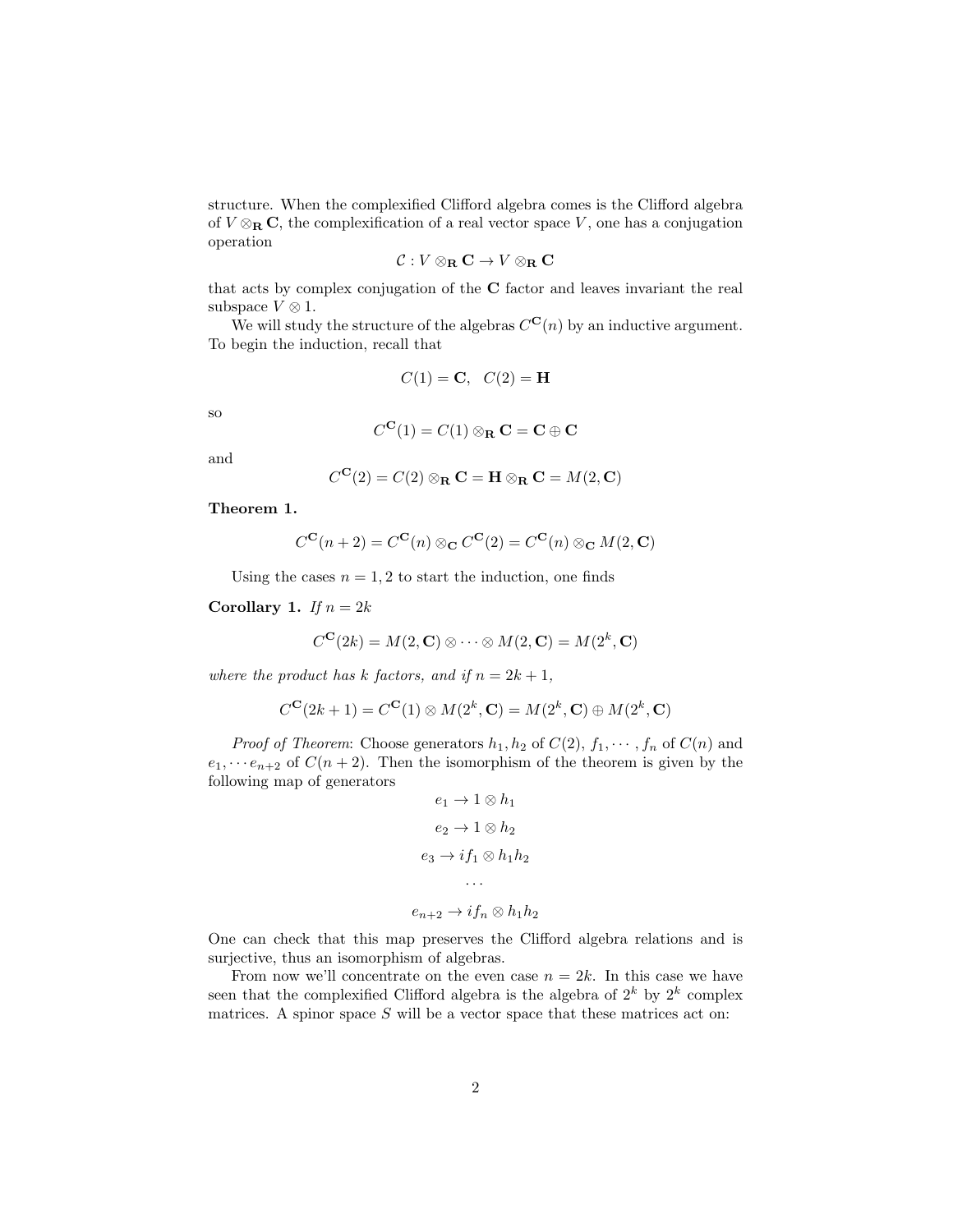structure. When the complexified Clifford algebra comes is the Clifford algebra of $V \otimes_{\mathbf{R}} \mathbf{C}$, the complexification of a real vector space $V$, one has a conjugation operation

$$\mathcal{C} : V \otimes_{\mathbf{R}} \mathbf{C} \to V \otimes_{\mathbf{R}} \mathbf{C}$$

that acts by complex conjugation of the $\mathbf{C}$ factor and leaves invariant the real subspace $V \otimes 1$.

We will study the structure of the algebras $C^{\mathbf{C}}(n)$ by an inductive argument. To begin the induction, recall that

$$C(1) = \mathbf{C}, \quad C(2) = \mathbf{H}$$

so

$$C^{\mathbf{C}}(1) = C(1) \otimes_{\mathbf{R}} \mathbf{C} = \mathbf{C} \oplus \mathbf{C}$$

and

$$C^{\mathbf{C}}(2) = C(2) \otimes_{\mathbf{R}} \mathbf{C} = \mathbf{H} \otimes_{\mathbf{R}} \mathbf{C} = M(2, \mathbf{C})$$

**Theorem 1.**

$$C^{\mathbf{C}}(n+2) = C^{\mathbf{C}}(n) \otimes_{\mathbf{C}} C^{\mathbf{C}}(2) = C^{\mathbf{C}}(n) \otimes_{\mathbf{C}} M(2, \mathbf{C})$$

Using the cases $n = 1, 2$ to start the induction, one finds

**Corollary 1.** *If $n = 2k$*

$$C^{\mathbf{C}}(2k) = M(2, \mathbf{C}) \otimes \cdots \otimes M(2, \mathbf{C}) = M(2^k, \mathbf{C})$$

*where the product has $k$ factors, and if $n = 2k+1$,*

$$C^{\mathbf{C}}(2k+1) = C^{\mathbf{C}}(1) \otimes M(2^k, \mathbf{C}) = M(2^k, \mathbf{C}) \oplus M(2^k, \mathbf{C})$$

*Proof of Theorem*: Choose generators $h_1, h_2$ of $C(2)$, $f_1, \cdots, f_n$ of $C(n)$ and $e_1, \cdots e_{n+2}$ of $C(n+2)$. Then the isomorphism of the theorem is given by the following map of generators

$$e_1 \to 1 \otimes h_1$$

$$e_2 \to 1 \otimes h_2$$

$$e_3 \to i f_1 \otimes h_1 h_2$$

$$\cdots$$

$$e_{n+2} \to i f_n \otimes h_1 h_2$$

One can check that this map preserves the Clifford algebra relations and is surjective, thus an isomorphism of algebras.

From now we'll concentrate on the even case $n = 2k$. In this case we have seen that the complexified Clifford algebra is the algebra of $2^k$ by $2^k$ complex matrices. A spinor space $S$ will be a vector space that these matrices act on: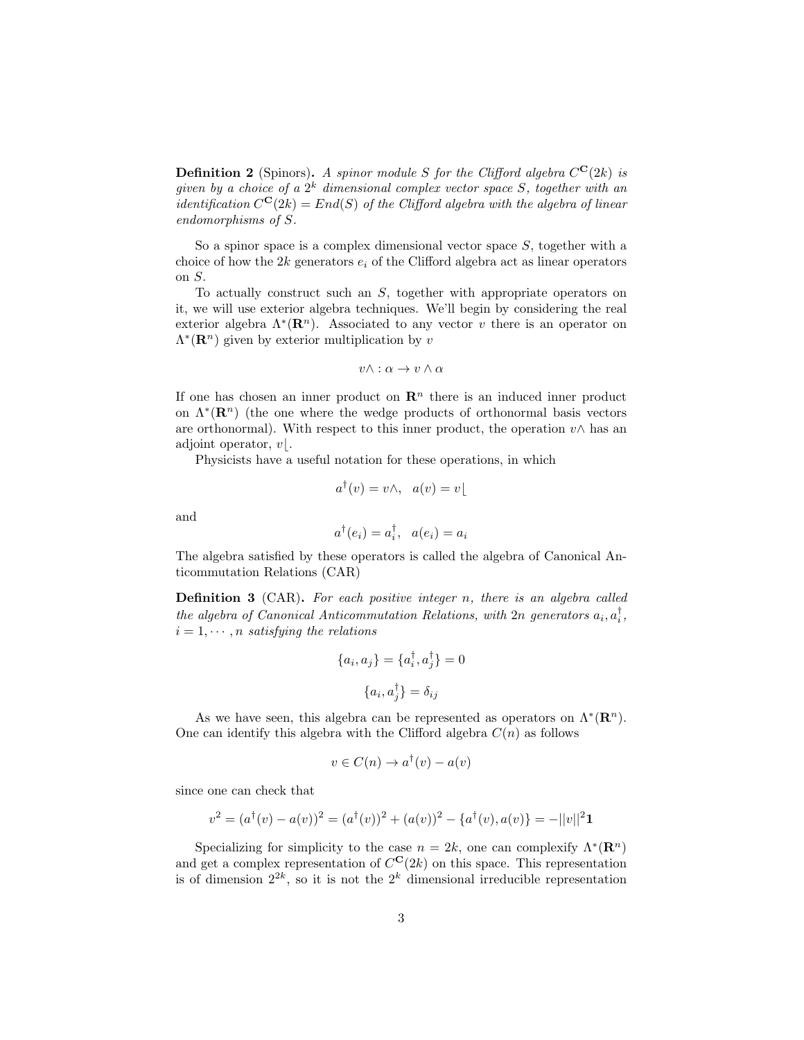**Definition 2** (Spinors)**.** *A spinor module $S$ for the Clifford algebra $C^{\mathbf{C}}(2k)$ is given by a choice of a $2^k$ dimensional complex vector space $S$, together with an identification $C^{\mathbf{C}}(2k) = End(S)$ of the Clifford algebra with the algebra of linear endomorphisms of $S$.*

So a spinor space is a complex dimensional vector space $S$, together with a choice of how the $2k$ generators $e_i$ of the Clifford algebra act as linear operators on $S$.

To actually construct such an $S$, together with appropriate operators on it, we will use exterior algebra techniques. We'll begin by considering the real exterior algebra $\Lambda^*(\mathbf{R}^n)$. Associated to any vector $v$ there is an operator on $\Lambda^*(\mathbf{R}^n)$ given by exterior multiplication by $v$

$$v\wedge : \alpha \to v \wedge \alpha$$

If one has chosen an inner product on $\mathbf{R}^n$ there is an induced inner product on $\Lambda^*(\mathbf{R}^n)$ (the one where the wedge products of orthonormal basis vectors are orthonormal). With respect to this inner product, the operation $v\wedge$ has an adjoint operator, $v\lfloor$.

Physicists have a useful notation for these operations, in which

$$a^\dagger(v) = v\wedge, \quad a(v) = v\lfloor$$

and

$$a^\dagger(e_i) = a_i^\dagger, \quad a(e_i) = a_i$$

The algebra satisfied by these operators is called the algebra of Canonical Anticommutation Relations (CAR)

**Definition 3** (CAR)**.** *For each positive integer $n$, there is an algebra called the algebra of Canonical Anticommutation Relations, with $2n$ generators $a_i, a_i^\dagger$, $i = 1, \cdots, n$ satisfying the relations*

$$\{a_i, a_j\} = \{a_i^\dagger, a_j^\dagger\} = 0$$

$$\{a_i, a_j^\dagger\} = \delta_{ij}$$

As we have seen, this algebra can be represented as operators on $\Lambda^*(\mathbf{R}^n)$. One can identify this algebra with the Clifford algebra $C(n)$ as follows

$$v \in C(n) \to a^\dagger(v) - a(v)$$

since one can check that

$$v^2 = (a^\dagger(v) - a(v))^2 = (a^\dagger(v))^2 + (a(v))^2 - \{a^\dagger(v), a(v)\} = -||v||^2\mathbf{1}$$

Specializing for simplicity to the case $n = 2k$, one can complexify $\Lambda^*(\mathbf{R}^n)$ and get a complex representation of $C^{\mathbf{C}}(2k)$ on this space. This representation is of dimension $2^{2k}$, so it is not the $2^k$ dimensional irreducible representation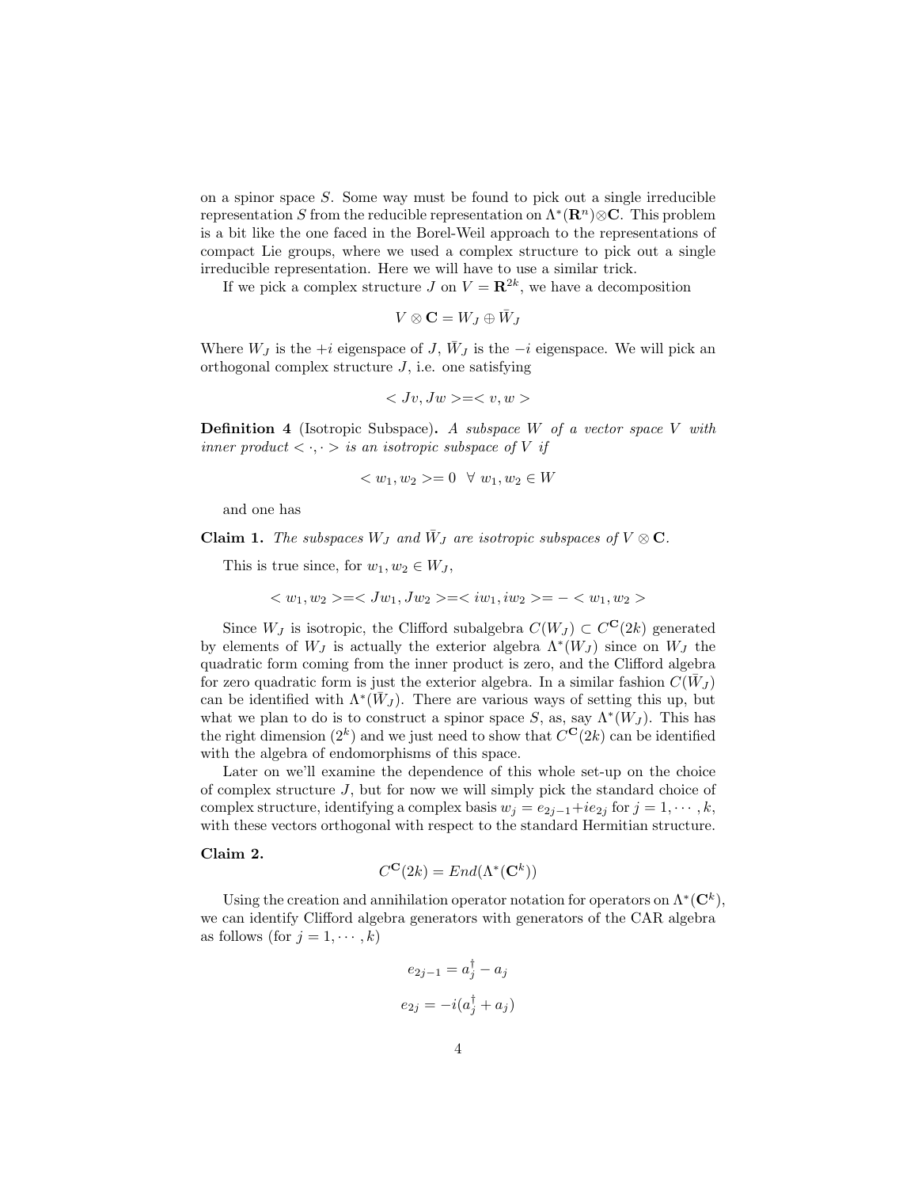on a spinor space $S$. Some way must be found to pick out a single irreducible representation $S$ from the reducible representation on $\Lambda^*(\mathbf{R}^n)\otimes\mathbf{C}$. This problem is a bit like the one faced in the Borel-Weil approach to the representations of compact Lie groups, where we used a complex structure to pick out a single irreducible representation. Here we will have to use a similar trick.

If we pick a complex structure $J$ on $V = \mathbf{R}^{2k}$, we have a decomposition

$$V \otimes \mathbf{C} = W_J \oplus \bar{W}_J$$

Where $W_J$ is the $+i$ eigenspace of $J$, $\bar{W}_J$ is the $-i$ eigenspace. We will pick an orthogonal complex structure $J$, i.e. one satisfying

$$< Jv, Jw > = < v, w >$$

**Definition 4** (Isotropic Subspace). *A subspace $W$ of a vector space $V$ with inner product $< \cdot, \cdot >$ is an isotropic subspace of $V$ if*

$$< w_1, w_2 > = 0 \quad \forall \; w_1, w_2 \in W$$

and one has

**Claim 1.** *The subspaces $W_J$ and $\bar{W}_J$ are isotropic subspaces of $V \otimes \mathbf{C}$.*

This is true since, for $w_1, w_2 \in W_J$,

$$< w_1, w_2 > = < Jw_1, Jw_2 > = < iw_1, iw_2 > = - < w_1, w_2 >$$

Since $W_J$ is isotropic, the Clifford subalgebra $C(W_J) \subset C^{\mathbf{C}}(2k)$ generated by elements of $W_J$ is actually the exterior algebra $\Lambda^*(W_J)$ since on $W_J$ the quadratic form coming from the inner product is zero, and the Clifford algebra for zero quadratic form is just the exterior algebra. In a similar fashion $C(\bar{W}_J)$ can be identified with $\Lambda^*(\bar{W}_J)$. There are various ways of setting this up, but what we plan to do is to construct a spinor space $S$, as, say $\Lambda^*(W_J)$. This has the right dimension ($2^k$) and we just need to show that $C^{\mathbf{C}}(2k)$ can be identified with the algebra of endomorphisms of this space.

Later on we'll examine the dependence of this whole set-up on the choice of complex structure $J$, but for now we will simply pick the standard choice of complex structure, identifying a complex basis $w_j = e_{2j-1} + ie_{2j}$ for $j = 1, \cdots, k$, with these vectors orthogonal with respect to the standard Hermitian structure.

**Claim 2.**

$$C^{\mathbf{C}}(2k) = End(\Lambda^*(\mathbf{C}^k))$$

Using the creation and annihilation operator notation for operators on $\Lambda^*(\mathbf{C}^k)$, we can identify Clifford algebra generators with generators of the CAR algebra as follows (for $j = 1, \cdots, k$)

$$e_{2j-1} = a_j^\dagger - a_j$$

$$e_{2j} = -i(a_j^\dagger + a_j)$$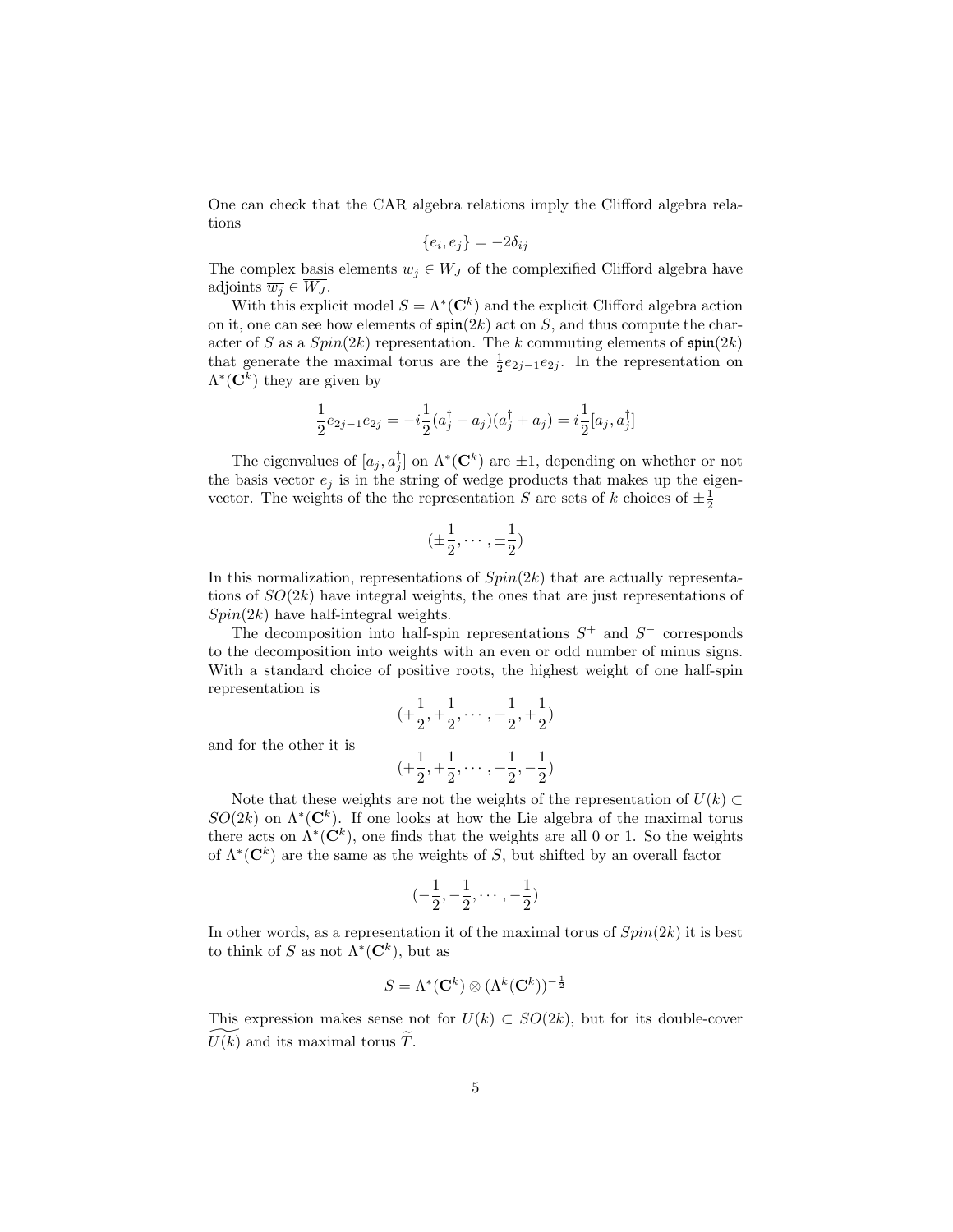One can check that the CAR algebra relations imply the Clifford algebra relations

$$\{e_i, e_j\} = -2\delta_{ij}$$

The complex basis elements $w_j \in W_J$ of the complexified Clifford algebra have adjoints $\overline{w_j} \in \overline{W_J}$.

With this explicit model $S = \Lambda^*(\mathbf{C}^k)$ and the explicit Clifford algebra action on it, one can see how elements of $\mathfrak{spin}(2k)$ act on $S$, and thus compute the character of $S$ as a $Spin(2k)$ representation. The $k$ commuting elements of $\mathfrak{spin}(2k)$ that generate the maximal torus are the $\frac{1}{2}e_{2j-1}e_{2j}$. In the representation on $\Lambda^*(\mathbf{C}^k)$ they are given by

$$\frac{1}{2}e_{2j-1}e_{2j} = -i\frac{1}{2}(a_j^\dagger - a_j)(a_j^\dagger + a_j) = i\frac{1}{2}[a_j, a_j^\dagger]$$

The eigenvalues of $[a_j, a_j^\dagger]$ on $\Lambda^*(\mathbf{C}^k)$ are $\pm 1$, depending on whether or not the basis vector $e_j$ is in the string of wedge products that makes up the eigenvector. The weights of the the representation $S$ are sets of $k$ choices of $\pm\frac{1}{2}$

$$(\pm\frac{1}{2}, \cdots, \pm\frac{1}{2})$$

In this normalization, representations of $Spin(2k)$ that are actually representations of $SO(2k)$ have integral weights, the ones that are just representations of $Spin(2k)$ have half-integral weights.

The decomposition into half-spin representations $S^+$ and $S^-$ corresponds to the decomposition into weights with an even or odd number of minus signs. With a standard choice of positive roots, the highest weight of one half-spin representation is

$$(+\frac{1}{2}, +\frac{1}{2}, \cdots, +\frac{1}{2}, +\frac{1}{2})$$

and for the other it is

$$(+\frac{1}{2}, +\frac{1}{2}, \cdots, +\frac{1}{2}, -\frac{1}{2})$$

Note that these weights are not the weights of the representation of $U(k) \subset SO(2k)$ on $\Lambda^*(\mathbf{C}^k)$. If one looks at how the Lie algebra of the maximal torus there acts on $\Lambda^*(\mathbf{C}^k)$, one finds that the weights are all 0 or 1. So the weights of $\Lambda^*(\mathbf{C}^k)$ are the same as the weights of $S$, but shifted by an overall factor

$$(-\frac{1}{2}, -\frac{1}{2}, \cdots, -\frac{1}{2})$$

In other words, as a representation it of the maximal torus of $Spin(2k)$ it is best to think of $S$ as not $\Lambda^*(\mathbf{C}^k)$, but as

$$S = \Lambda^*(\mathbf{C}^k) \otimes (\Lambda^k(\mathbf{C}^k))^{-\frac{1}{2}}$$

This expression makes sense not for $U(k) \subset SO(2k)$, but for its double-cover $\widetilde{U(k)}$ and its maximal torus $\widetilde{T}$.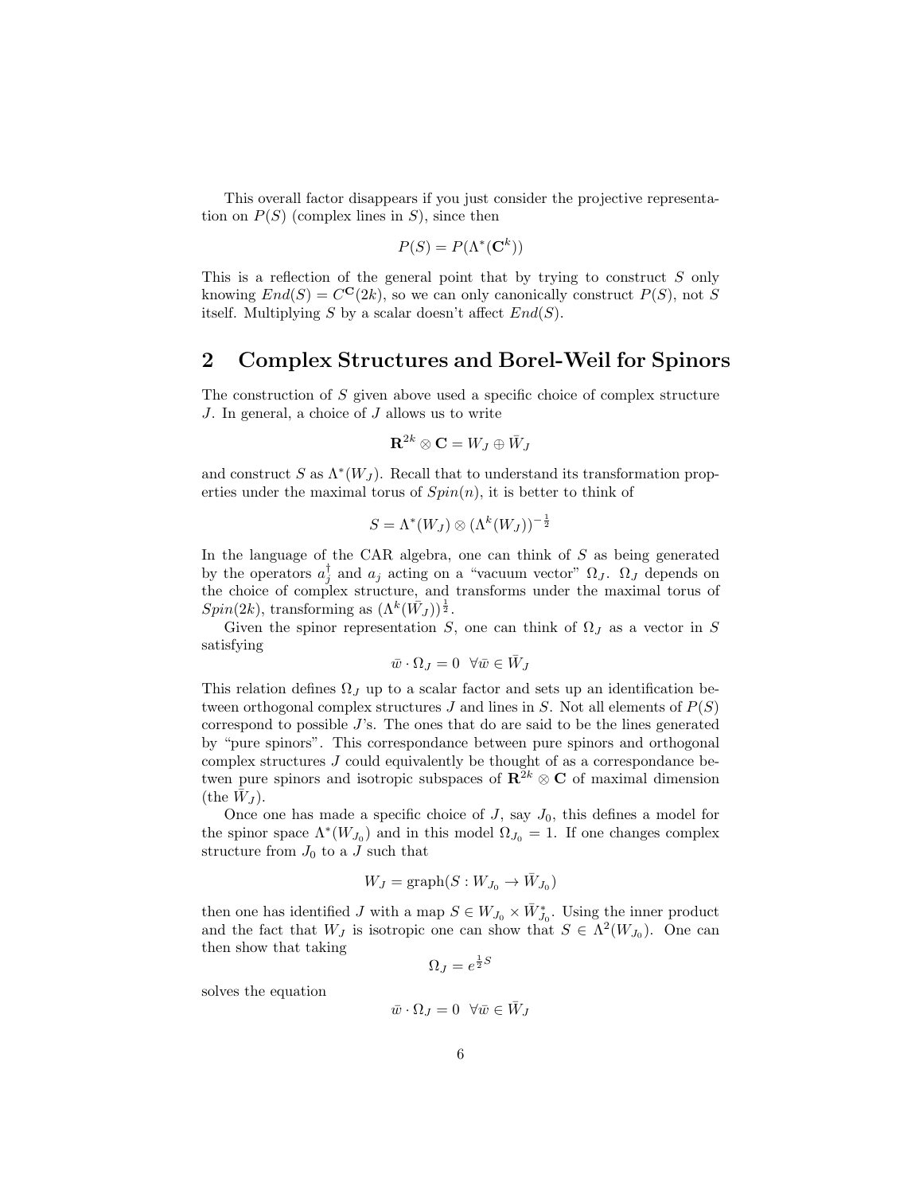This overall factor disappears if you just consider the projective representation on $P(S)$ (complex lines in $S$), since then

$$P(S) = P(\Lambda^*(\mathbf{C}^k))$$

This is a reflection of the general point that by trying to construct $S$ only knowing $End(S) = C^{\mathbf{C}}(2k)$, so we can only canonically construct $P(S)$, not $S$ itself. Multiplying $S$ by a scalar doesn't affect $End(S)$.

## 2 Complex Structures and Borel-Weil for Spinors

The construction of $S$ given above used a specific choice of complex structure $J$. In general, a choice of $J$ allows us to write

$$\mathbf{R}^{2k} \otimes \mathbf{C} = W_J \oplus \bar{W}_J$$

and construct $S$ as $\Lambda^*(W_J)$. Recall that to understand its transformation properties under the maximal torus of $Spin(n)$, it is better to think of

$$S = \Lambda^*(W_J) \otimes (\Lambda^k(W_J))^{-\frac{1}{2}}$$

In the language of the CAR algebra, one can think of $S$ as being generated by the operators $a_j^\dagger$ and $a_j$ acting on a "vacuum vector" $\Omega_J$. $\Omega_J$ depends on the choice of complex structure, and transforms under the maximal torus of $Spin(2k)$, transforming as $(\Lambda^k(\bar{W}_J))^{\frac{1}{2}}$.

Given the spinor representation $S$, one can think of $\Omega_J$ as a vector in $S$ satisfying

$$\bar{w} \cdot \Omega_J = 0 \quad \forall \bar{w} \in \bar{W}_J$$

This relation defines $\Omega_J$ up to a scalar factor and sets up an identification between orthogonal complex structures $J$ and lines in $S$. Not all elements of $P(S)$ correspond to possible $J$'s. The ones that do are said to be the lines generated by "pure spinors". This correspondance between pure spinors and orthogonal complex structures $J$ could equivalently be thought of as a correspondance betwen pure spinors and isotropic subspaces of $\mathbf{R}^{2k} \otimes \mathbf{C}$ of maximal dimension (the $\bar{W}_J$).

Once one has made a specific choice of $J$, say $J_0$, this defines a model for the spinor space $\Lambda^*(W_{J_0})$ and in this model $\Omega_{J_0} = 1$. If one changes complex structure from $J_0$ to a $J$ such that

$$W_J = \text{graph}(S : W_{J_0} \to \bar{W}_{J_0})$$

then one has identified $J$ with a map $S \in W_{J_0} \times \bar{W}_{J_0}^*$. Using the inner product and the fact that $W_J$ is isotropic one can show that $S \in \Lambda^2(W_{J_0})$. One can then show that taking

$$\Omega_J = e^{\frac{1}{2}S}$$

solves the equation

$$\bar{w} \cdot \Omega_J = 0 \quad \forall \bar{w} \in \bar{W}_J$$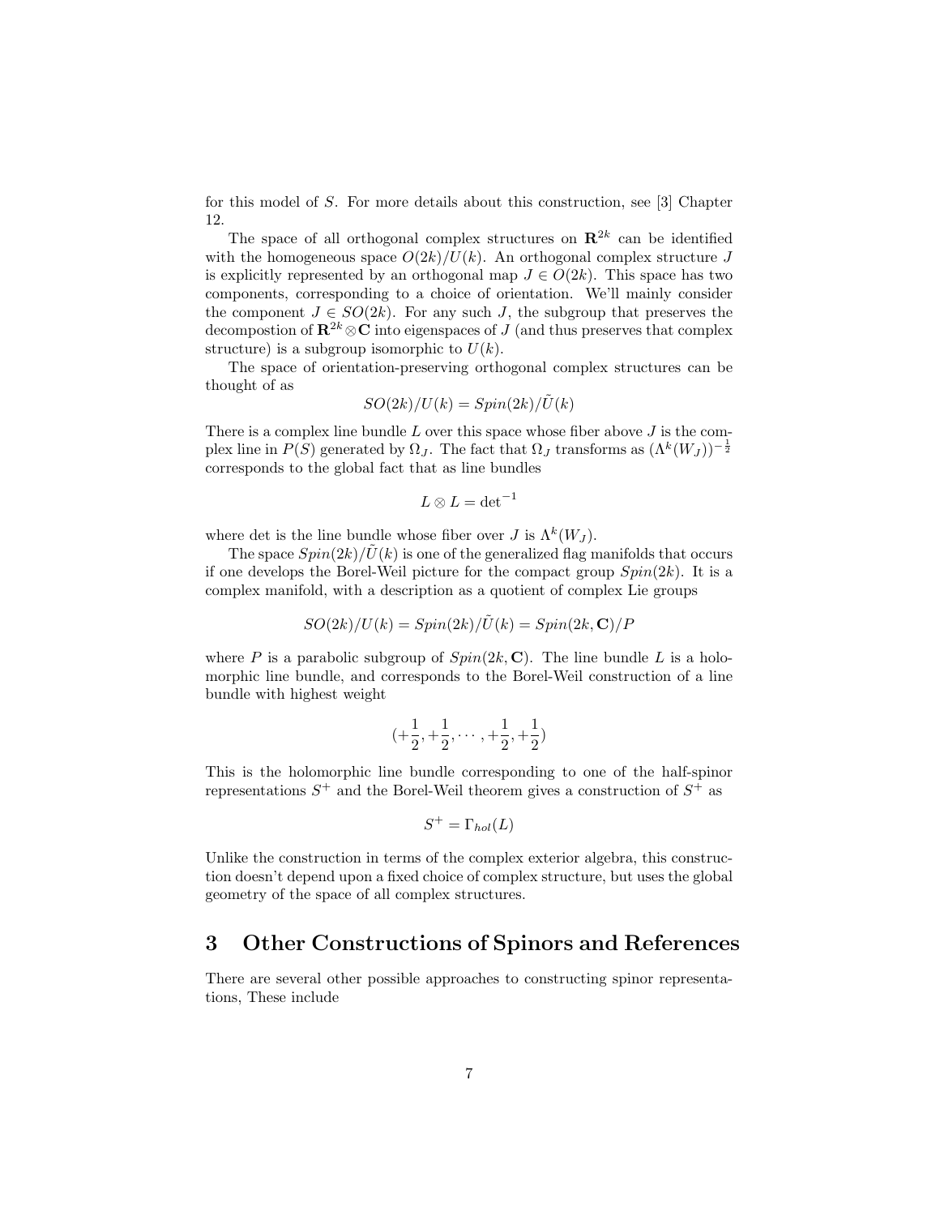for this model of $S$. For more details about this construction, see [3] Chapter 12.

The space of all orthogonal complex structures on $\mathbf{R}^{2k}$ can be identified with the homogeneous space $O(2k)/U(k)$. An orthogonal complex structure $J$ is explicitly represented by an orthogonal map $J \in O(2k)$. This space has two components, corresponding to a choice of orientation. We'll mainly consider the component $J \in SO(2k)$. For any such $J$, the subgroup that preserves the decompostion of $\mathbf{R}^{2k} \otimes \mathbf{C}$ into eigenspaces of $J$ (and thus preserves that complex structure) is a subgroup isomorphic to $U(k)$.

The space of orientation-preserving orthogonal complex structures can be thought of as

$$SO(2k)/U(k) = Spin(2k)/\tilde{U}(k)$$

There is a complex line bundle $L$ over this space whose fiber above $J$ is the complex line in $P(S)$ generated by $\Omega_J$. The fact that $\Omega_J$ transforms as $(\Lambda^k(W_J))^{-\frac{1}{2}}$ corresponds to the global fact that as line bundles

$$L \otimes L = \det{}^{-1}$$

where det is the line bundle whose fiber over $J$ is $\Lambda^k(W_J)$.

The space $Spin(2k)/\tilde{U}(k)$ is one of the generalized flag manifolds that occurs if one develops the Borel-Weil picture for the compact group $Spin(2k)$. It is a complex manifold, with a description as a quotient of complex Lie groups

$$SO(2k)/U(k) = Spin(2k)/\tilde{U}(k) = Spin(2k, \mathbf{C})/P$$

where $P$ is a parabolic subgroup of $Spin(2k, \mathbf{C})$. The line bundle $L$ is a holomorphic line bundle, and corresponds to the Borel-Weil construction of a line bundle with highest weight

$$(+\frac{1}{2}, +\frac{1}{2}, \cdots, +\frac{1}{2}, +\frac{1}{2})$$

This is the holomorphic line bundle corresponding to one of the half-spinor representations $S^+$ and the Borel-Weil theorem gives a construction of $S^+$ as

$$S^+ = \Gamma_{hol}(L)$$

Unlike the construction in terms of the complex exterior algebra, this construction doesn't depend upon a fixed choice of complex structure, but uses the global geometry of the space of all complex structures.

# 3 Other Constructions of Spinors and References

There are several other possible approaches to constructing spinor representations, These include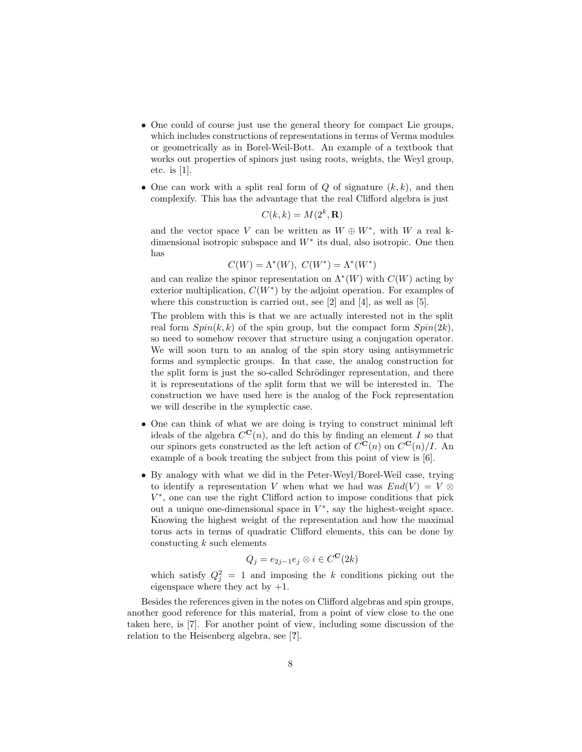- One could of course just use the general theory for compact Lie groups, which includes constructions of representations in terms of Verma modules or geometrically as in Borel-Weil-Bott. An example of a textbook that works out properties of spinors just using roots, weights, the Weyl group, etc. is [1].

- One can work with a split real form of $Q$ of signature $(k, k)$, and then complexify. This has the advantage that the real Clifford algebra is just

$$C(k, k) = M(2^k, \mathbf{R})$$

and the vector space $V$ can be written as $W \oplus W^*$, with $W$ a real k-dimensional isotropic subspace and $W^*$ its dual, also isotropic. One then has

$$C(W) = \Lambda^*(W),\ C(W^*) = \Lambda^*(W^*)$$

and can realize the spinor representation on $\Lambda^*(W)$ with $C(W)$ acting by exterior multiplication, $C(W^*)$ by the adjoint operation. For examples of where this construction is carried out, see [2] and [4], as well as [5].

The problem with this is that we are actually interested not in the split real form $Spin(k, k)$ of the spin group, but the compact form $Spin(2k)$, so need to somehow recover that structure using a conjugation operator. We will soon turn to an analog of the spin story using antisymmetric forms and symplectic groups. In that case, the analog construction for the split form is just the so-called Schrödinger representation, and there it is representations of the split form that we will be interested in. The construction we have used here is the analog of the Fock representation we will describe in the symplectic case.

- One can think of what we are doing is trying to construct minimal left ideals of the algebra $C^{\mathbf{C}}(n)$, and do this by finding an element $I$ so that our spinors gets constructed as the left action of $C^{\mathbf{C}}(n)$ on $C^{\mathbf{C}}(n)/I$. An example of a book treating the subject from this point of view is [6].

- By analogy with what we did in the Peter-Weyl/Borel-Weil case, trying to identify a representation $V$ when what we had was $End(V) = V \otimes V^*$, one can use the right Clifford action to impose conditions that pick out a unique one-dimensional space in $V^*$, say the highest-weight space. Knowing the highest weight of the representation and how the maximal torus acts in terms of quadratic Clifford elements, this can be done by constucting $k$ such elements

$$Q_j = e_{2j-1}e_j \otimes i \in C^{\mathbf{C}}(2k)$$

which satisfy $Q_j^2 = 1$ and imposing the $k$ conditions picking out the eigenspace where they act by $+1$.

Besides the references given in the notes on Clifford algebras and spin groups, another good reference for this material, from a point of view close to the one taken here, is [7]. For another point of view, including some discussion of the relation to the Heisenberg algebra, see [**?**].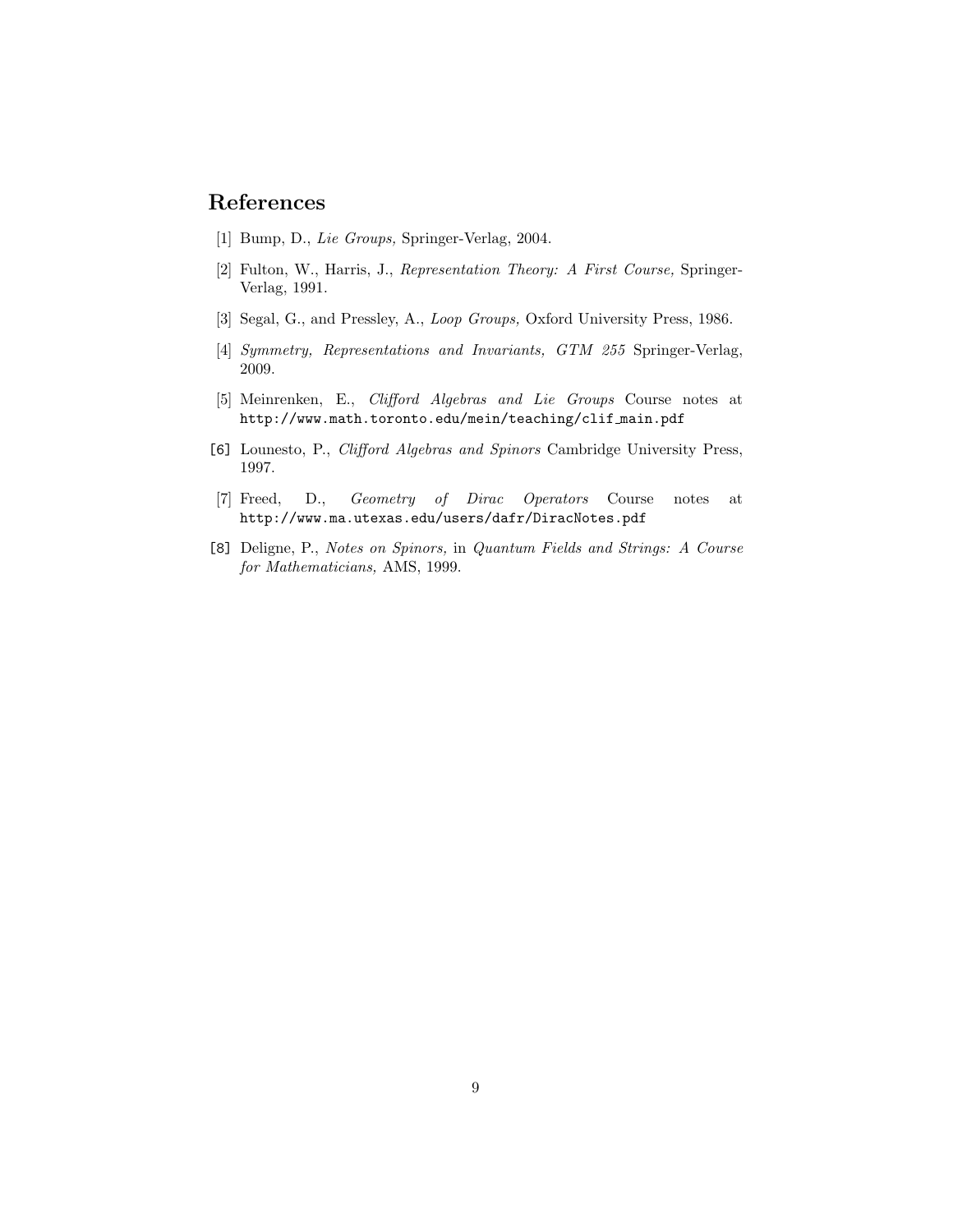## References

[1] Bump, D., *Lie Groups,* Springer-Verlag, 2004.

[2] Fulton, W., Harris, J., *Representation Theory: A First Course,* Springer-Verlag, 1991.

[3] Segal, G., and Pressley, A., *Loop Groups,* Oxford University Press, 1986.

[4] *Symmetry, Representations and Invariants, GTM 255* Springer-Verlag, 2009.

[5] Meinrenken, E., *Clifford Algebras and Lie Groups* Course notes at `http://www.math.toronto.edu/mein/teaching/clif_main.pdf`

[6] Lounesto, P., *Clifford Algebras and Spinors* Cambridge University Press, 1997.

[7] Freed, D., *Geometry of Dirac Operators* Course notes at `http://www.ma.utexas.edu/users/dafr/DiracNotes.pdf`

[8] Deligne, P., *Notes on Spinors,* in *Quantum Fields and Strings: A Course for Mathematicians,* AMS, 1999.